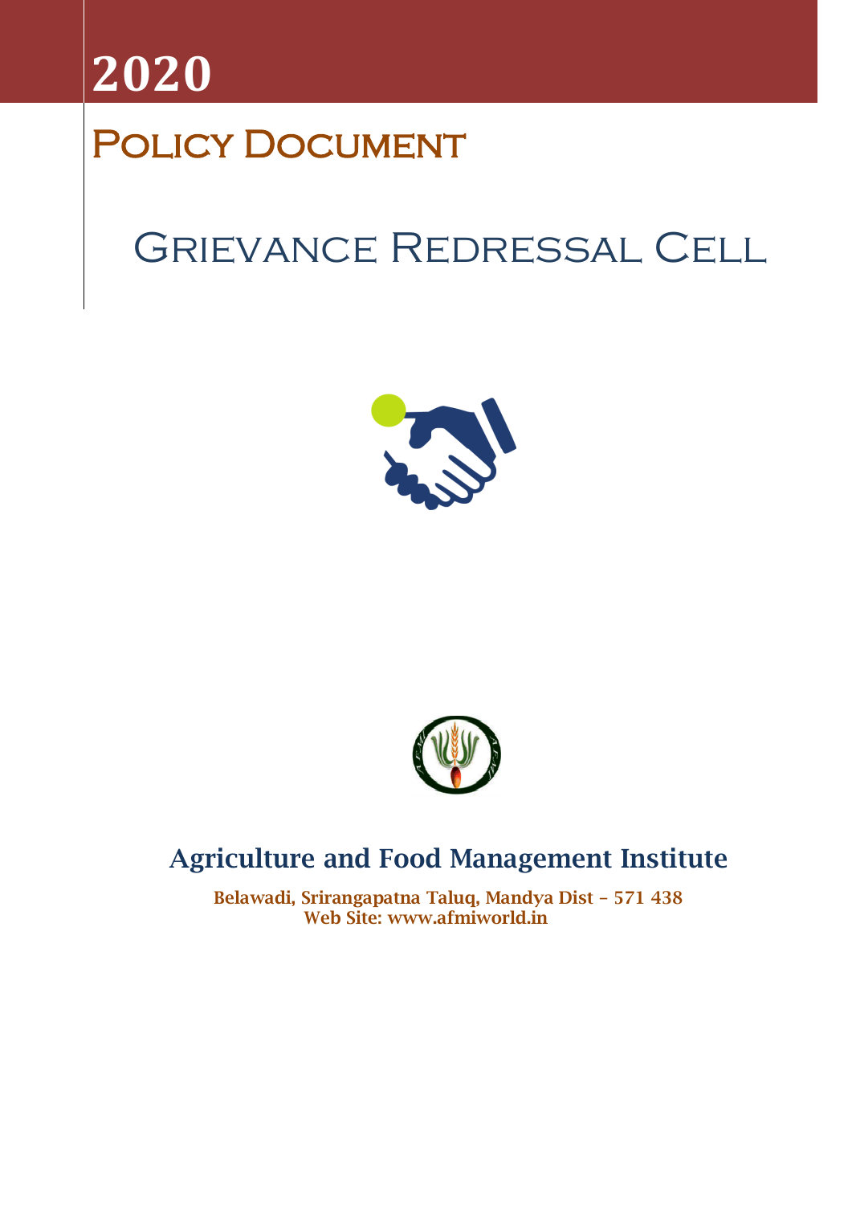# 2020

## Policy Document

# Grievance Redressal Cell

**Agriculture and Food Management Institute**

**Belawadi, Srirangapatna Taluq, Mandya Dist – 571 438**
**Web Site: www.afmiworld.in**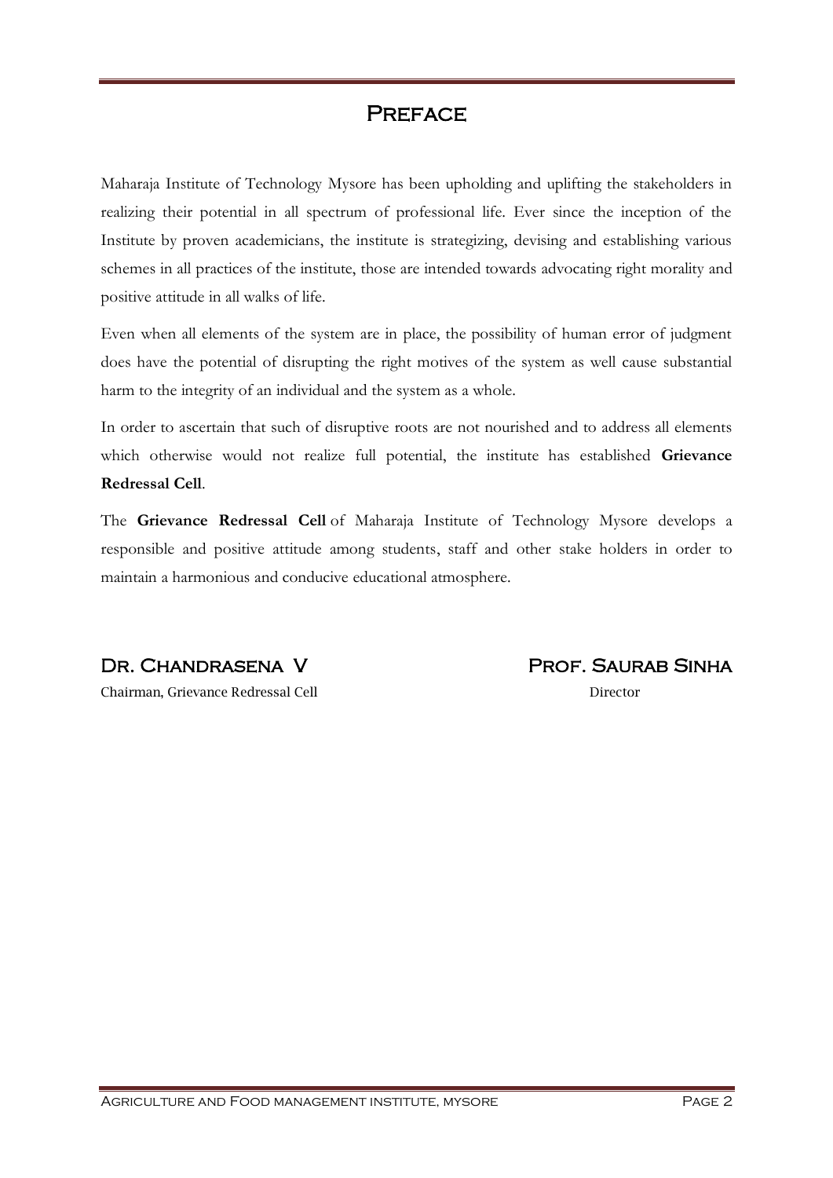# Preface

Maharaja Institute of Technology Mysore has been upholding and uplifting the stakeholders in realizing their potential in all spectrum of professional life. Ever since the inception of the Institute by proven academicians, the institute is strategizing, devising and establishing various schemes in all practices of the institute, those are intended towards advocating right morality and positive attitude in all walks of life.

Even when all elements of the system are in place, the possibility of human error of judgment does have the potential of disrupting the right motives of the system as well cause substantial harm to the integrity of an individual and the system as a whole.

In order to ascertain that such of disruptive roots are not nourished and to address all elements which otherwise would not realize full potential, the institute has established **Grievance Redressal Cell**.

The **Grievance Redressal Cell** of Maharaja Institute of Technology Mysore develops a responsible and positive attitude among students, staff and other stake holders in order to maintain a harmonious and conducive educational atmosphere.

**Dr. Chandrasena V**
Chairman, Grievance Redressal Cell

**Prof. Saurab Sinha**
Director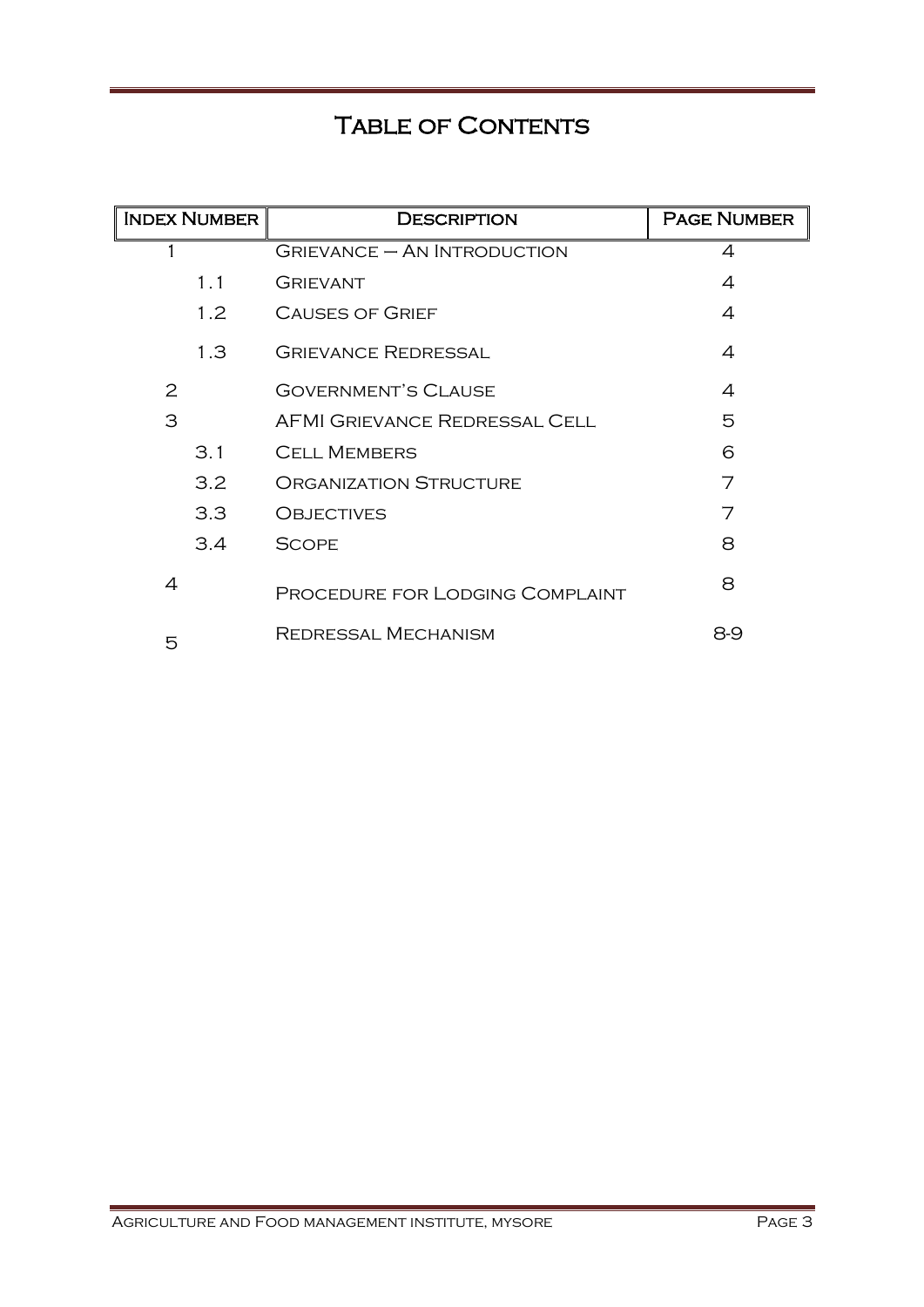# Table of Contents

| Index Number | Description | Page Number |
|---|---|---|
| 1 | Grievance – An Introduction | 4 |
| 1.1 | Grievant | 4 |
| 1.2 | Causes of Grief | 4 |
| 1.3 | Grievance Redressal | 4 |
| 2 | Government's Clause | 4 |
| 3 | AFMI Grievance Redressal Cell | 5 |
| 3.1 | Cell Members | 6 |
| 3.2 | Organization Structure | 7 |
| 3.3 | Objectives | 7 |
| 3.4 | Scope | 8 |
| 4 | Procedure for Lodging Complaint | 8 |
| 5 | Redressal Mechanism | 8-9 |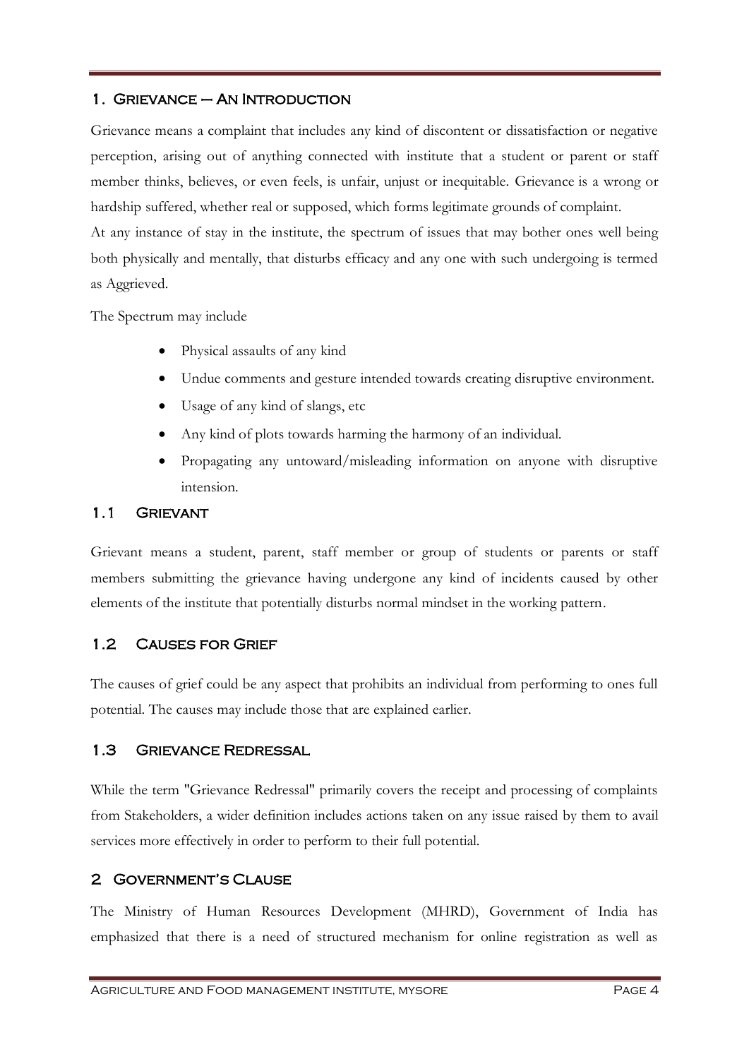## 1. Grievance – An Introduction

Grievance means a complaint that includes any kind of discontent or dissatisfaction or negative perception, arising out of anything connected with institute that a student or parent or staff member thinks, believes, or even feels, is unfair, unjust or inequitable. Grievance is a wrong or hardship suffered, whether real or supposed, which forms legitimate grounds of complaint.

At any instance of stay in the institute, the spectrum of issues that may bother ones well being both physically and mentally, that disturbs efficacy and any one with such undergoing is termed as Aggrieved.

The Spectrum may include

- Physical assaults of any kind
- Undue comments and gesture intended towards creating disruptive environment.
- Usage of any kind of slangs, etc
- Any kind of plots towards harming the harmony of an individual.
- Propagating any untoward/misleading information on anyone with disruptive intension.

### 1.1 Grievant

Grievant means a student, parent, staff member or group of students or parents or staff members submitting the grievance having undergone any kind of incidents caused by other elements of the institute that potentially disturbs normal mindset in the working pattern.

### 1.2 Causes for Grief

The causes of grief could be any aspect that prohibits an individual from performing to ones full potential. The causes may include those that are explained earlier.

### 1.3 Grievance Redressal

While the term "Grievance Redressal" primarily covers the receipt and processing of complaints from Stakeholders, a wider definition includes actions taken on any issue raised by them to avail services more effectively in order to perform to their full potential.

## 2 Government's Clause

The Ministry of Human Resources Development (MHRD), Government of India has emphasized that there is a need of structured mechanism for online registration as well as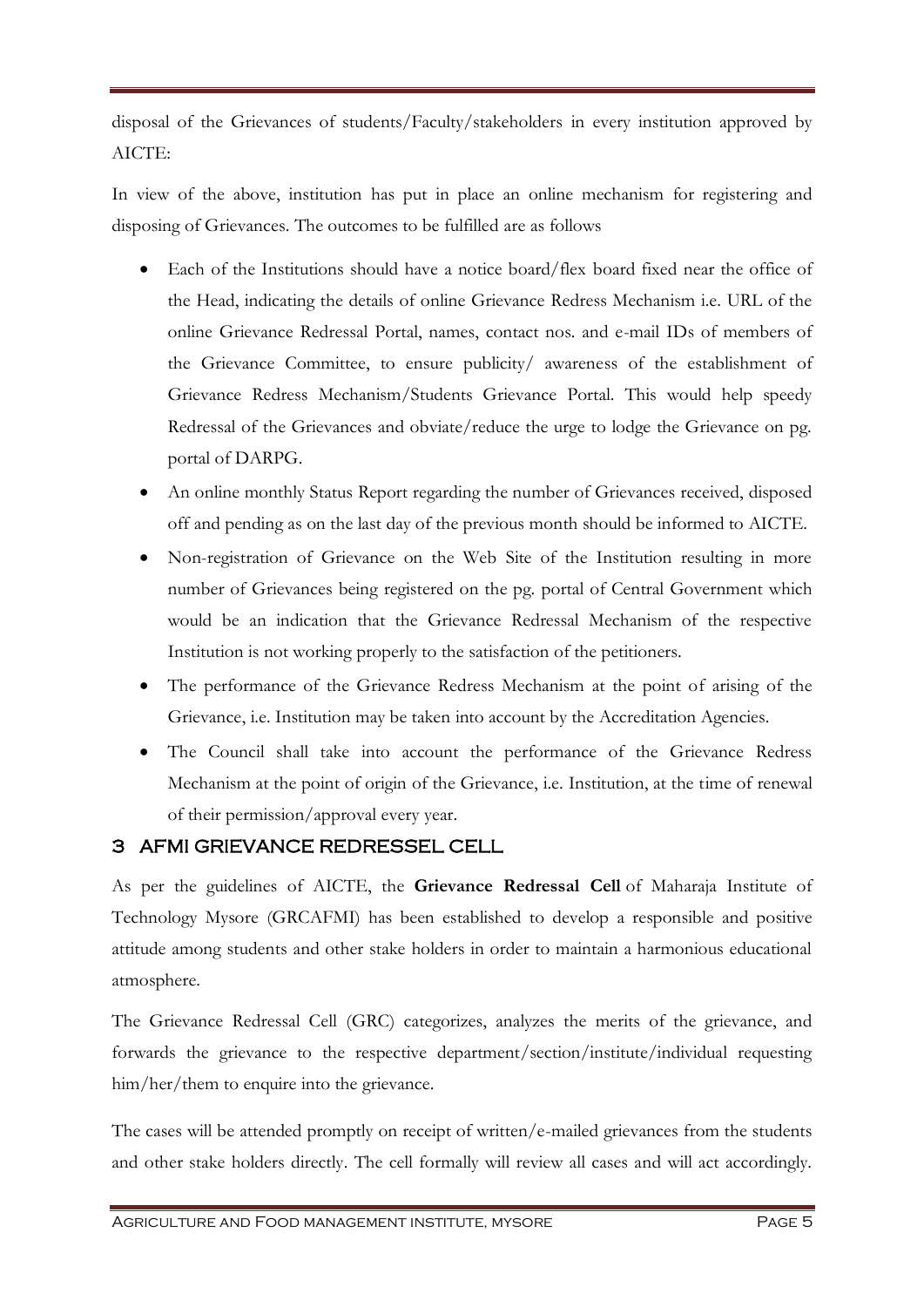disposal of the Grievances of students/Faculty/stakeholders in every institution approved by AICTE:

In view of the above, institution has put in place an online mechanism for registering and disposing of Grievances. The outcomes to be fulfilled are as follows

- Each of the Institutions should have a notice board/flex board fixed near the office of the Head, indicating the details of online Grievance Redress Mechanism i.e. URL of the online Grievance Redressal Portal, names, contact nos. and e-mail IDs of members of the Grievance Committee, to ensure publicity/ awareness of the establishment of Grievance Redress Mechanism/Students Grievance Portal. This would help speedy Redressal of the Grievances and obviate/reduce the urge to lodge the Grievance on pg. portal of DARPG.
- An online monthly Status Report regarding the number of Grievances received, disposed off and pending as on the last day of the previous month should be informed to AICTE.
- Non-registration of Grievance on the Web Site of the Institution resulting in more number of Grievances being registered on the pg. portal of Central Government which would be an indication that the Grievance Redressal Mechanism of the respective Institution is not working properly to the satisfaction of the petitioners.
- The performance of the Grievance Redress Mechanism at the point of arising of the Grievance, i.e. Institution may be taken into account by the Accreditation Agencies.
- The Council shall take into account the performance of the Grievance Redress Mechanism at the point of origin of the Grievance, i.e. Institution, at the time of renewal of their permission/approval every year.

## 3 AFMI GRIEVANCE REDRESSEL CELL

As per the guidelines of AICTE, the **Grievance Redressal Cell** of Maharaja Institute of Technology Mysore (GRCAFMI) has been established to develop a responsible and positive attitude among students and other stake holders in order to maintain a harmonious educational atmosphere.

The Grievance Redressal Cell (GRC) categorizes, analyzes the merits of the grievance, and forwards the grievance to the respective department/section/institute/individual requesting him/her/them to enquire into the grievance.

The cases will be attended promptly on receipt of written/e-mailed grievances from the students and other stake holders directly. The cell formally will review all cases and will act accordingly.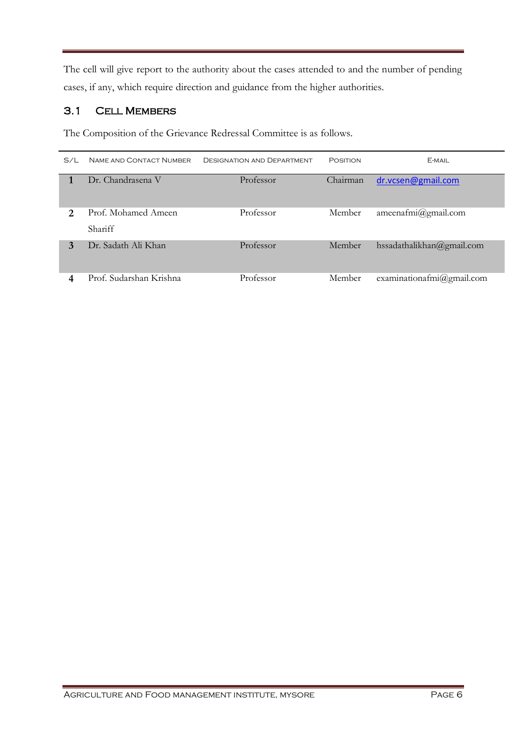The cell will give report to the authority about the cases attended to and the number of pending cases, if any, which require direction and guidance from the higher authorities.

## 3.1 Cell Members

The Composition of the Grievance Redressal Committee is as follows.

| S/L | Name and Contact Number | Designation and Department | Position | E-mail |
|---|---|---|---|---|
| 1 | Dr. Chandrasena V | Professor | Chairman | dr.vcsen@gmail.com |
| 2 | Prof. Mohamed Ameen Shariff | Professor | Member | ameenafmi@gmail.com |
| 3 | Dr. Sadath Ali Khan | Professor | Member | hssadathalikhan@gmail.com |
| 4 | Prof. Sudarshan Krishna | Professor | Member | examinationafmi@gmail.com |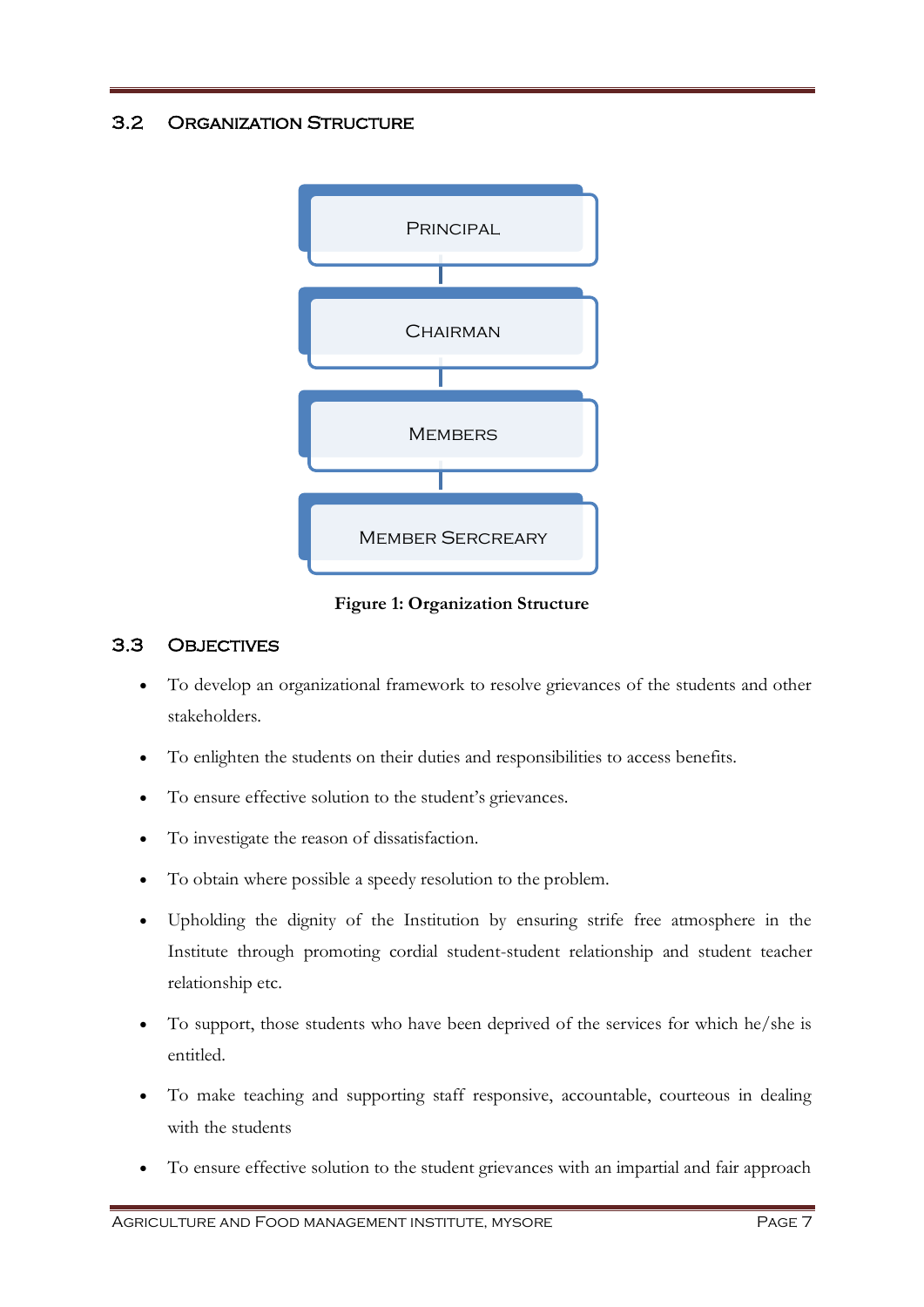## 3.2 Organization Structure

Principal

Chairman

Members

Member Sercreary

**Figure 1: Organization Structure**

## 3.3 Objectives

- To develop an organizational framework to resolve grievances of the students and other stakeholders.
- To enlighten the students on their duties and responsibilities to access benefits.
- To ensure effective solution to the student's grievances.
- To investigate the reason of dissatisfaction.
- To obtain where possible a speedy resolution to the problem.
- Upholding the dignity of the Institution by ensuring strife free atmosphere in the Institute through promoting cordial student-student relationship and student teacher relationship etc.
- To support, those students who have been deprived of the services for which he/she is entitled.
- To make teaching and supporting staff responsive, accountable, courteous in dealing with the students
- To ensure effective solution to the student grievances with an impartial and fair approach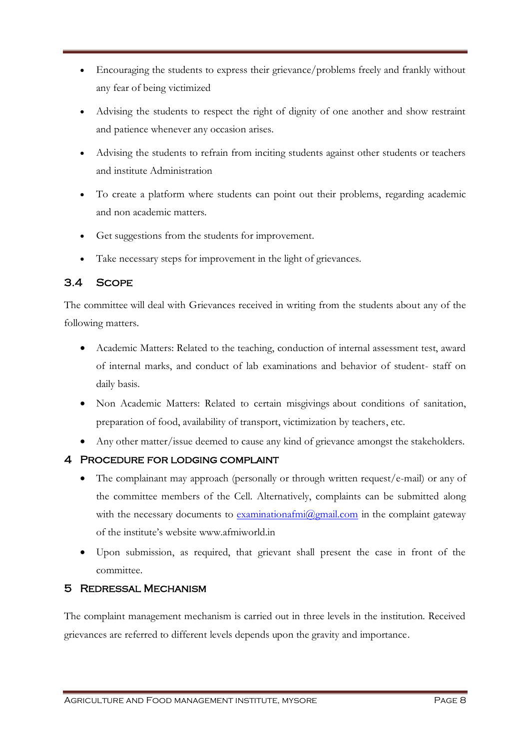- Encouraging the students to express their grievance/problems freely and frankly without any fear of being victimized
- Advising the students to respect the right of dignity of one another and show restraint and patience whenever any occasion arises.
- Advising the students to refrain from inciting students against other students or teachers and institute Administration
- To create a platform where students can point out their problems, regarding academic and non academic matters.
- Get suggestions from the students for improvement.
- Take necessary steps for improvement in the light of grievances.

### 3.4 Scope

The committee will deal with Grievances received in writing from the students about any of the following matters.

- Academic Matters: Related to the teaching, conduction of internal assessment test, award of internal marks, and conduct of lab examinations and behavior of student- staff on daily basis.
- Non Academic Matters: Related to certain misgivings about conditions of sanitation, preparation of food, availability of transport, victimization by teachers, etc.
- Any other matter/issue deemed to cause any kind of grievance amongst the stakeholders.

## 4 Procedure for lodging complaint

- The complainant may approach (personally or through written request/e-mail) or any of the committee members of the Cell. Alternatively, complaints can be submitted along with the necessary documents to examinationafmi@gmail.com in the complaint gateway of the institute's website www.afmiworld.in
- Upon submission, as required, that grievant shall present the case in front of the committee.

## 5 Redressal Mechanism

The complaint management mechanism is carried out in three levels in the institution. Received grievances are referred to different levels depends upon the gravity and importance.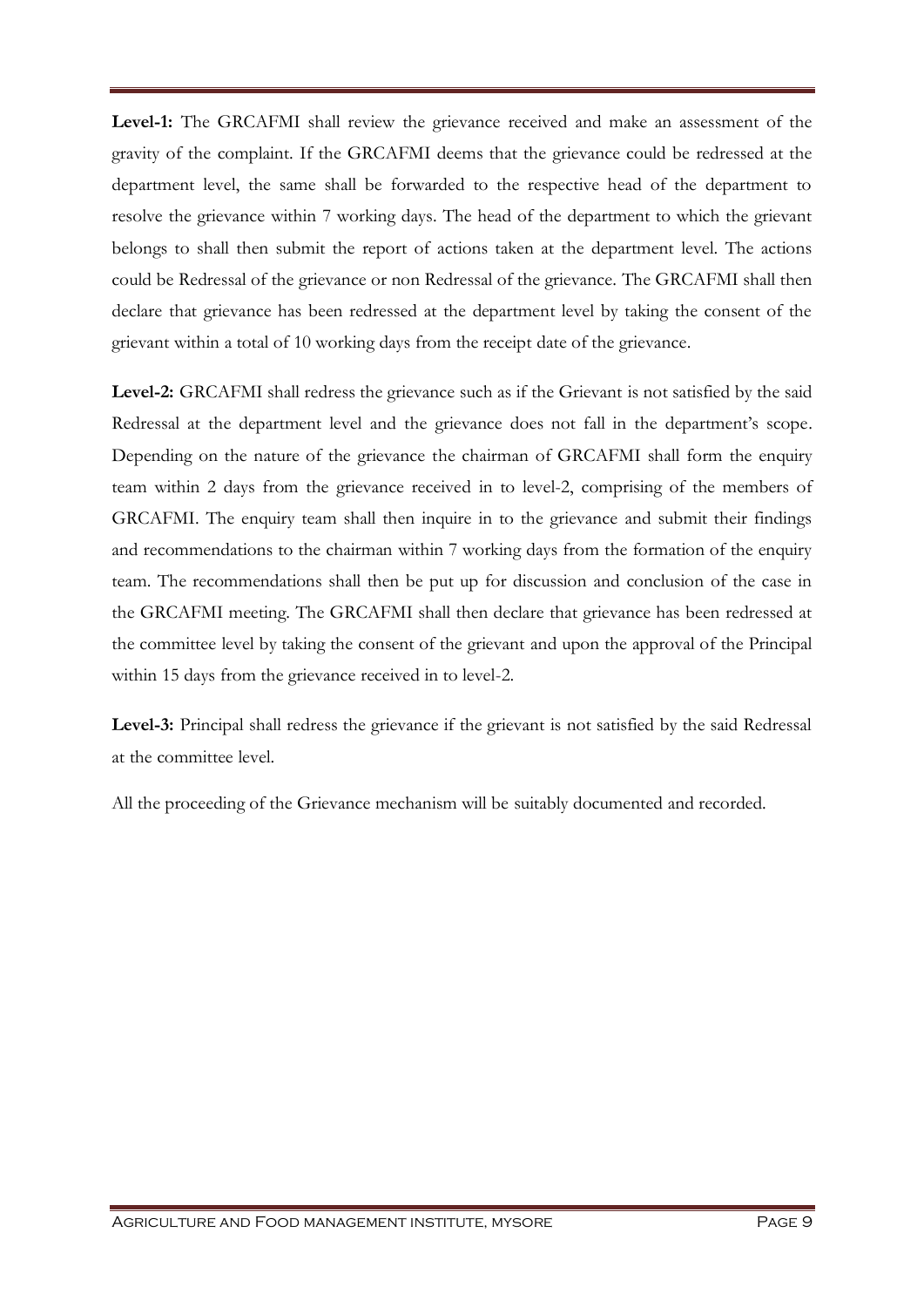**Level-1:** The GRCAFMI shall review the grievance received and make an assessment of the gravity of the complaint. If the GRCAFMI deems that the grievance could be redressed at the department level, the same shall be forwarded to the respective head of the department to resolve the grievance within 7 working days. The head of the department to which the grievant belongs to shall then submit the report of actions taken at the department level. The actions could be Redressal of the grievance or non Redressal of the grievance. The GRCAFMI shall then declare that grievance has been redressed at the department level by taking the consent of the grievant within a total of 10 working days from the receipt date of the grievance.

**Level-2:** GRCAFMI shall redress the grievance such as if the Grievant is not satisfied by the said Redressal at the department level and the grievance does not fall in the department's scope. Depending on the nature of the grievance the chairman of GRCAFMI shall form the enquiry team within 2 days from the grievance received in to level-2, comprising of the members of GRCAFMI. The enquiry team shall then inquire in to the grievance and submit their findings and recommendations to the chairman within 7 working days from the formation of the enquiry team. The recommendations shall then be put up for discussion and conclusion of the case in the GRCAFMI meeting. The GRCAFMI shall then declare that grievance has been redressed at the committee level by taking the consent of the grievant and upon the approval of the Principal within 15 days from the grievance received in to level-2.

**Level-3:** Principal shall redress the grievance if the grievant is not satisfied by the said Redressal at the committee level.

All the proceeding of the Grievance mechanism will be suitably documented and recorded.